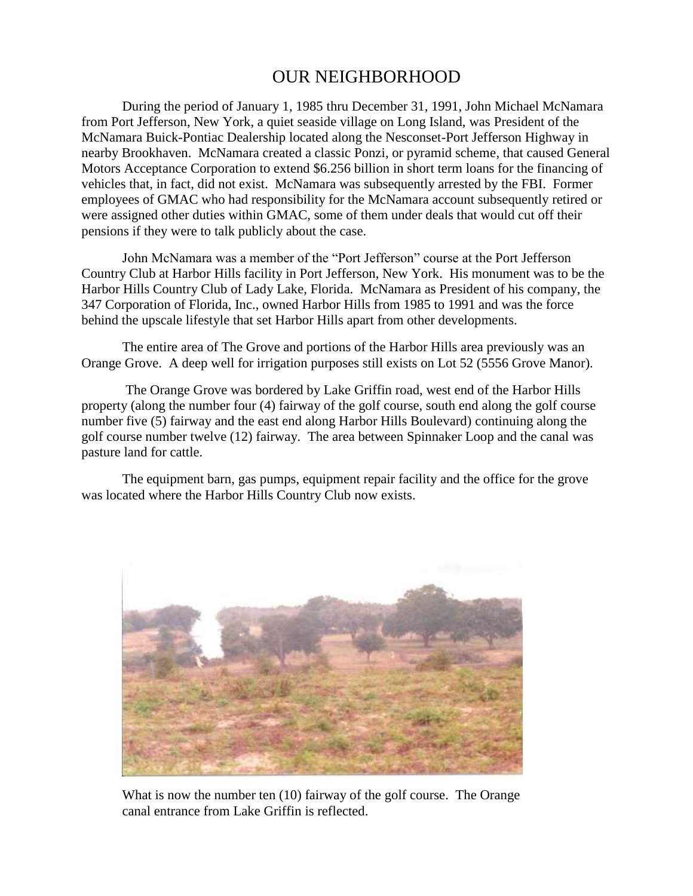# OUR NEIGHBORHOOD

During the period of January 1, 1985 thru December 31, 1991, John Michael McNamara from Port Jefferson, New York, a quiet seaside village on Long Island, was President of the McNamara Buick-Pontiac Dealership located along the Nesconset-Port Jefferson Highway in nearby Brookhaven. McNamara created a classic Ponzi, or pyramid scheme, that caused General Motors Acceptance Corporation to extend \$6.256 billion in short term loans for the financing of vehicles that, in fact, did not exist. McNamara was subsequently arrested by the FBI. Former employees of GMAC who had responsibility for the McNamara account subsequently retired or were assigned other duties within GMAC, some of them under deals that would cut off their pensions if they were to talk publicly about the case.

John McNamara was a member of the "Port Jefferson" course at the Port Jefferson Country Club at Harbor Hills facility in Port Jefferson, New York. His monument was to be the Harbor Hills Country Club of Lady Lake, Florida. McNamara as President of his company, the 347 Corporation of Florida, Inc., owned Harbor Hills from 1985 to 1991 and was the force behind the upscale lifestyle that set Harbor Hills apart from other developments.

The entire area of The Grove and portions of the Harbor Hills area previously was an Orange Grove. A deep well for irrigation purposes still exists on Lot 52 (5556 Grove Manor).

The Orange Grove was bordered by Lake Griffin road, west end of the Harbor Hills property (along the number four (4) fairway of the golf course, south end along the golf course number five (5) fairway and the east end along Harbor Hills Boulevard) continuing along the golf course number twelve (12) fairway. The area between Spinnaker Loop and the canal was pasture land for cattle.

The equipment barn, gas pumps, equipment repair facility and the office for the grove was located where the Harbor Hills Country Club now exists.

What is now the number ten (10) fairway of the golf course. The Orange canal entrance from Lake Griffin is reflected.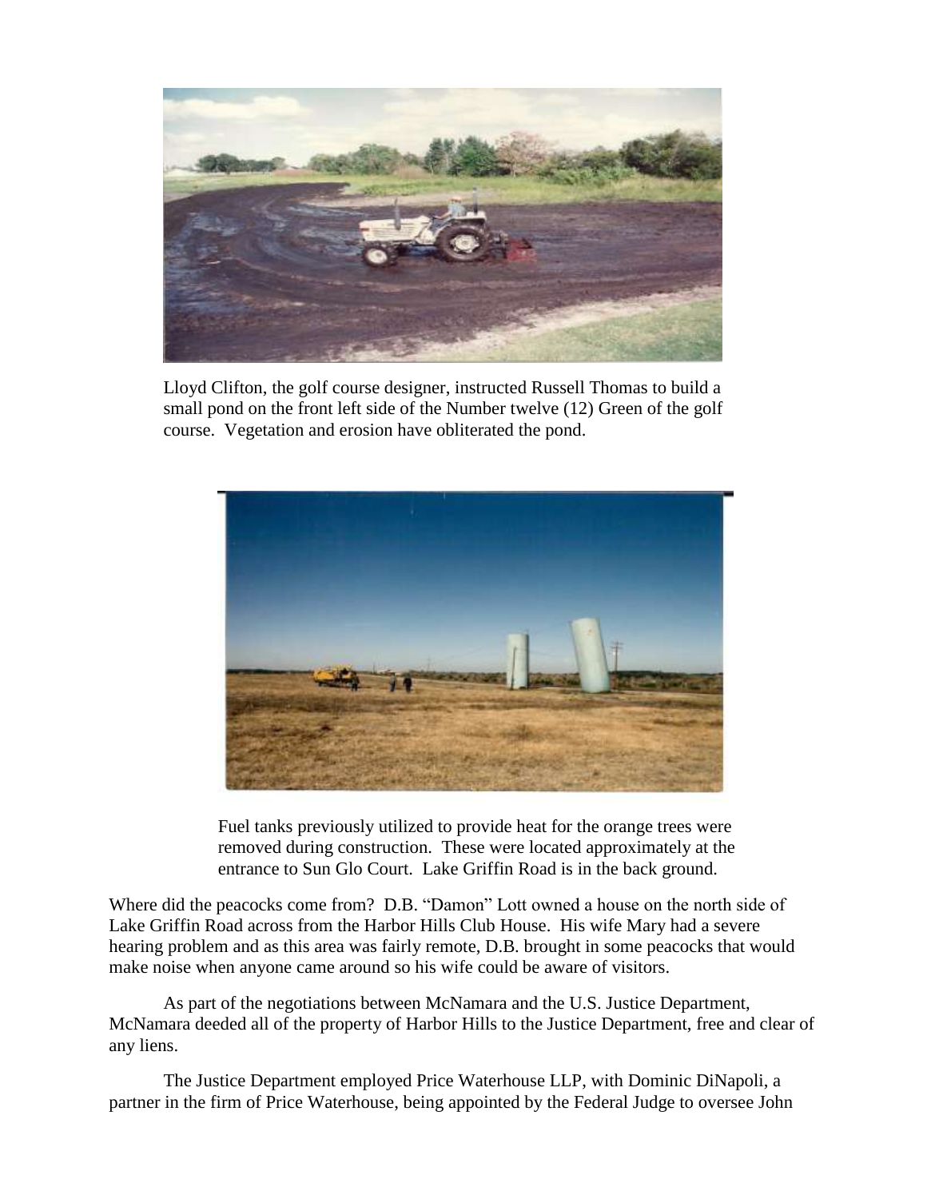Lloyd Clifton, the golf course designer, instructed Russell Thomas to build a small pond on the front left side of the Number twelve (12) Green of the golf course. Vegetation and erosion have obliterated the pond.

Fuel tanks previously utilized to provide heat for the orange trees were removed during construction. These were located approximately at the entrance to Sun Glo Court. Lake Griffin Road is in the back ground.

Where did the peacocks come from? D.B. "Damon" Lott owned a house on the north side of Lake Griffin Road across from the Harbor Hills Club House. His wife Mary had a severe hearing problem and as this area was fairly remote, D.B. brought in some peacocks that would make noise when anyone came around so his wife could be aware of visitors.

As part of the negotiations between McNamara and the U.S. Justice Department, McNamara deeded all of the property of Harbor Hills to the Justice Department, free and clear of any liens.

The Justice Department employed Price Waterhouse LLP, with Dominic DiNapoli, a partner in the firm of Price Waterhouse, being appointed by the Federal Judge to oversee John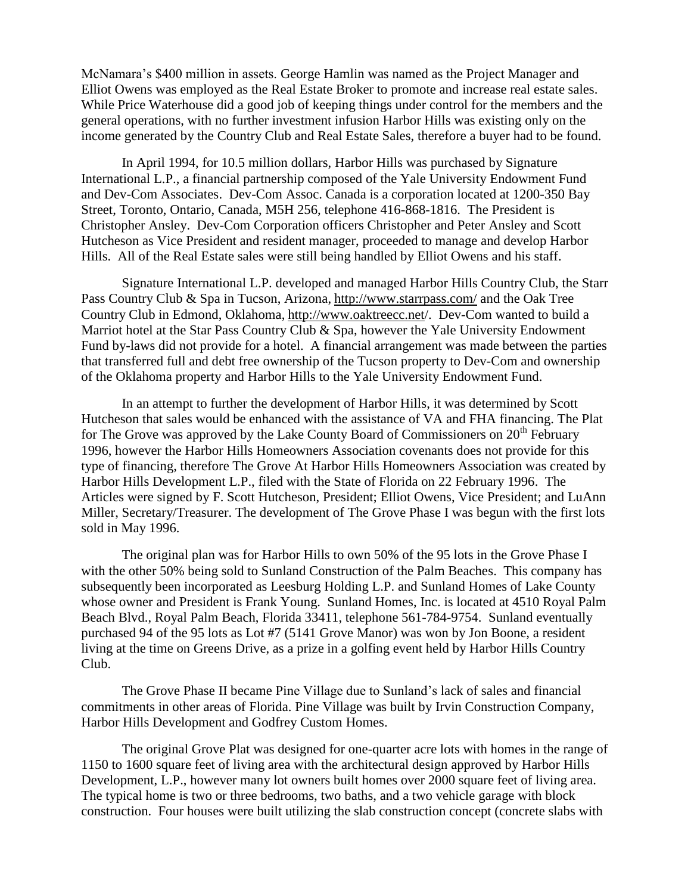McNamara's $400 million in assets. George Hamlin was named as the Project Manager and Elliot Owens was employed as the Real Estate Broker to promote and increase real estate sales. While Price Waterhouse did a good job of keeping things under control for the members and the general operations, with no further investment infusion Harbor Hills was existing only on the income generated by the Country Club and Real Estate Sales, therefore a buyer had to be found.

In April 1994, for 10.5 million dollars, Harbor Hills was purchased by Signature International L.P., a financial partnership composed of the Yale University Endowment Fund and Dev-Com Associates. Dev-Com Assoc. Canada is a corporation located at 1200-350 Bay Street, Toronto, Ontario, Canada, M5H 256, telephone 416-868-1816. The President is Christopher Ansley. Dev-Com Corporation officers Christopher and Peter Ansley and Scott Hutcheson as Vice President and resident manager, proceeded to manage and develop Harbor Hills. All of the Real Estate sales were still being handled by Elliot Owens and his staff.

Signature International L.P. developed and managed Harbor Hills Country Club, the Starr Pass Country Club & Spa in Tucson, Arizona, http://www.starrpass.com/ and the Oak Tree Country Club in Edmond, Oklahoma, http://www.oaktreecc.net/. Dev-Com wanted to build a Marriot hotel at the Star Pass Country Club & Spa, however the Yale University Endowment Fund by-laws did not provide for a hotel. A financial arrangement was made between the parties that transferred full and debt free ownership of the Tucson property to Dev-Com and ownership of the Oklahoma property and Harbor Hills to the Yale University Endowment Fund.

In an attempt to further the development of Harbor Hills, it was determined by Scott Hutcheson that sales would be enhanced with the assistance of VA and FHA financing. The Plat for The Grove was approved by the Lake County Board of Commissioners on 20th February 1996, however the Harbor Hills Homeowners Association covenants does not provide for this type of financing, therefore The Grove At Harbor Hills Homeowners Association was created by Harbor Hills Development L.P., filed with the State of Florida on 22 February 1996. The Articles were signed by F. Scott Hutcheson, President; Elliot Owens, Vice President; and LuAnn Miller, Secretary/Treasurer. The development of The Grove Phase I was begun with the first lots sold in May 1996.

The original plan was for Harbor Hills to own 50% of the 95 lots in the Grove Phase I with the other 50% being sold to Sunland Construction of the Palm Beaches. This company has subsequently been incorporated as Leesburg Holding L.P. and Sunland Homes of Lake County whose owner and President is Frank Young. Sunland Homes, Inc. is located at 4510 Royal Palm Beach Blvd., Royal Palm Beach, Florida 33411, telephone 561-784-9754. Sunland eventually purchased 94 of the 95 lots as Lot #7 (5141 Grove Manor) was won by Jon Boone, a resident living at the time on Greens Drive, as a prize in a golfing event held by Harbor Hills Country Club.

The Grove Phase II became Pine Village due to Sunland's lack of sales and financial commitments in other areas of Florida. Pine Village was built by Irvin Construction Company, Harbor Hills Development and Godfrey Custom Homes.

The original Grove Plat was designed for one-quarter acre lots with homes in the range of 1150 to 1600 square feet of living area with the architectural design approved by Harbor Hills Development, L.P., however many lot owners built homes over 2000 square feet of living area. The typical home is two or three bedrooms, two baths, and a two vehicle garage with block construction. Four houses were built utilizing the slab construction concept (concrete slabs with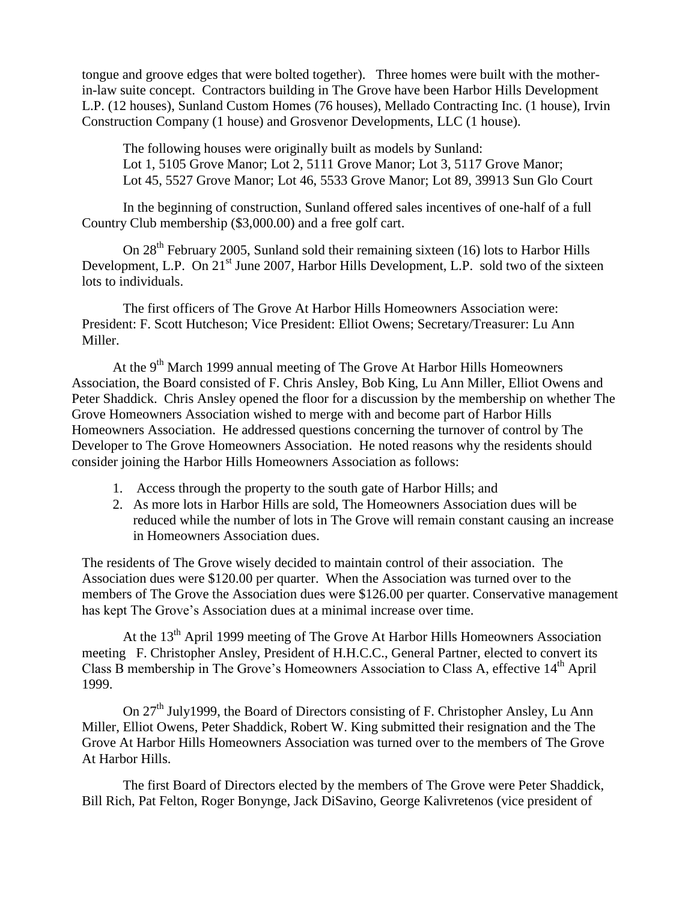tongue and groove edges that were bolted together). Three homes were built with the mother-in-law suite concept. Contractors building in The Grove have been Harbor Hills Development L.P. (12 houses), Sunland Custom Homes (76 houses), Mellado Contracting Inc. (1 house), Irvin Construction Company (1 house) and Grosvenor Developments, LLC (1 house).

The following houses were originally built as models by Sunland:
Lot 1, 5105 Grove Manor; Lot 2, 5111 Grove Manor; Lot 3, 5117 Grove Manor;
Lot 45, 5527 Grove Manor; Lot 46, 5533 Grove Manor; Lot 89, 39913 Sun Glo Court

In the beginning of construction, Sunland offered sales incentives of one-half of a full Country Club membership ($3,000.00) and a free golf cart.

On 28th February 2005, Sunland sold their remaining sixteen (16) lots to Harbor Hills Development, L.P. On 21st June 2007, Harbor Hills Development, L.P. sold two of the sixteen lots to individuals.

The first officers of The Grove At Harbor Hills Homeowners Association were: President: F. Scott Hutcheson; Vice President: Elliot Owens; Secretary/Treasurer: Lu Ann Miller.

At the 9th March 1999 annual meeting of The Grove At Harbor Hills Homeowners Association, the Board consisted of F. Chris Ansley, Bob King, Lu Ann Miller, Elliot Owens and Peter Shaddick. Chris Ansley opened the floor for a discussion by the membership on whether The Grove Homeowners Association wished to merge with and become part of Harbor Hills Homeowners Association. He addressed questions concerning the turnover of control by The Developer to The Grove Homeowners Association. He noted reasons why the residents should consider joining the Harbor Hills Homeowners Association as follows:

1. Access through the property to the south gate of Harbor Hills; and
2. As more lots in Harbor Hills are sold, The Homeowners Association dues will be reduced while the number of lots in The Grove will remain constant causing an increase in Homeowners Association dues.

The residents of The Grove wisely decided to maintain control of their association. The Association dues were $120.00 per quarter. When the Association was turned over to the members of The Grove the Association dues were $126.00 per quarter. Conservative management has kept The Grove's Association dues at a minimal increase over time.

At the 13th April 1999 meeting of The Grove At Harbor Hills Homeowners Association meeting F. Christopher Ansley, President of H.H.C.C., General Partner, elected to convert its Class B membership in The Grove's Homeowners Association to Class A, effective 14th April 1999.

On 27th July1999, the Board of Directors consisting of F. Christopher Ansley, Lu Ann Miller, Elliot Owens, Peter Shaddick, Robert W. King submitted their resignation and the The Grove At Harbor Hills Homeowners Association was turned over to the members of The Grove At Harbor Hills.

The first Board of Directors elected by the members of The Grove were Peter Shaddick, Bill Rich, Pat Felton, Roger Bonynge, Jack DiSavino, George Kalivretenos (vice president of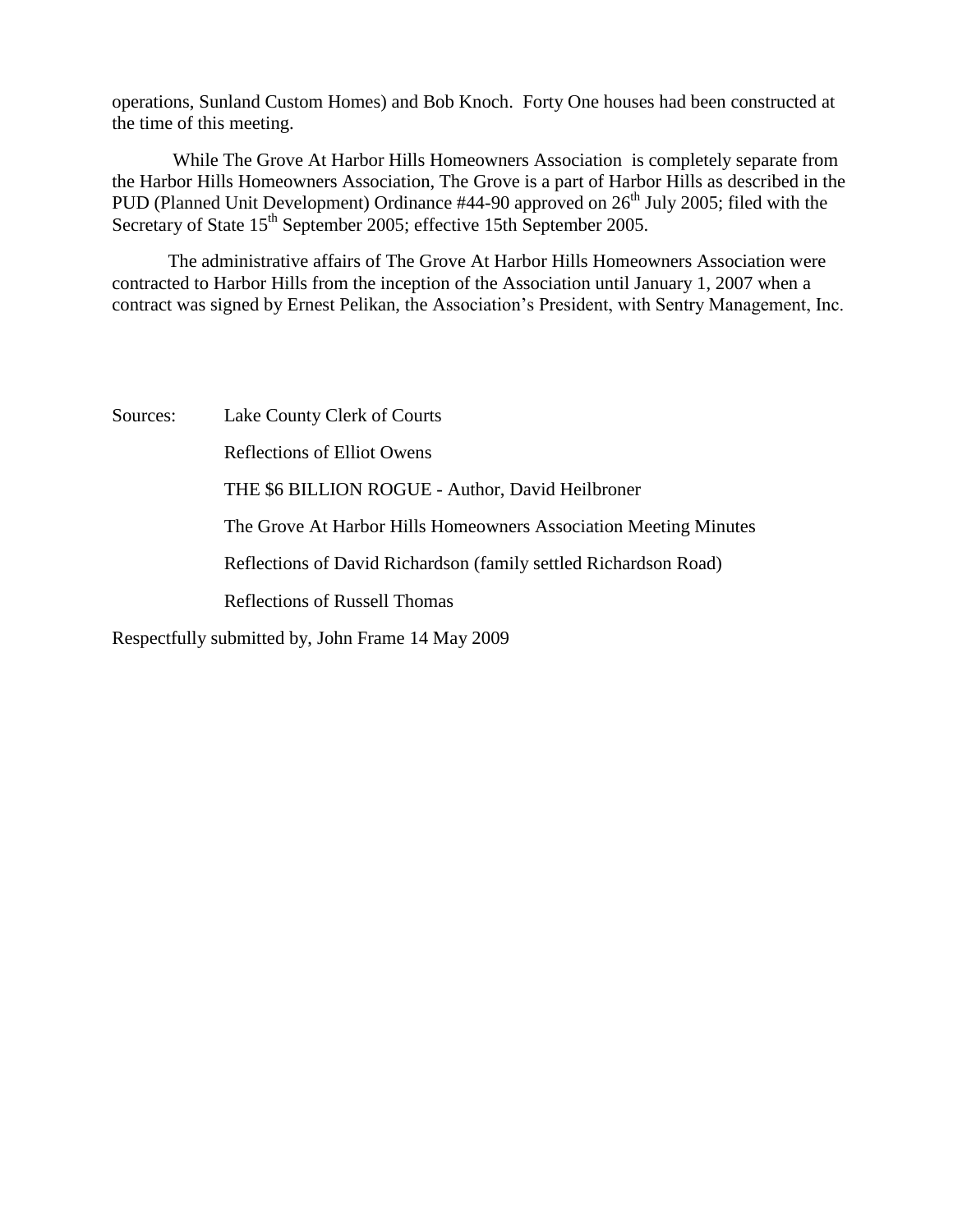operations, Sunland Custom Homes) and Bob Knoch. Forty One houses had been constructed at the time of this meeting.

While The Grove At Harbor Hills Homeowners Association is completely separate from the Harbor Hills Homeowners Association, The Grove is a part of Harbor Hills as described in the PUD (Planned Unit Development) Ordinance #44-90 approved on 26th July 2005; filed with the Secretary of State 15th September 2005; effective 15th September 2005.

The administrative affairs of The Grove At Harbor Hills Homeowners Association were contracted to Harbor Hills from the inception of the Association until January 1, 2007 when a contract was signed by Ernest Pelikan, the Association's President, with Sentry Management, Inc.

Sources:

- Lake County Clerk of Courts
- Reflections of Elliot Owens
- THE $6 BILLION ROGUE - Author, David Heilbroner
- The Grove At Harbor Hills Homeowners Association Meeting Minutes
- Reflections of David Richardson (family settled Richardson Road)
- Reflections of Russell Thomas

Respectfully submitted by, John Frame 14 May 2009